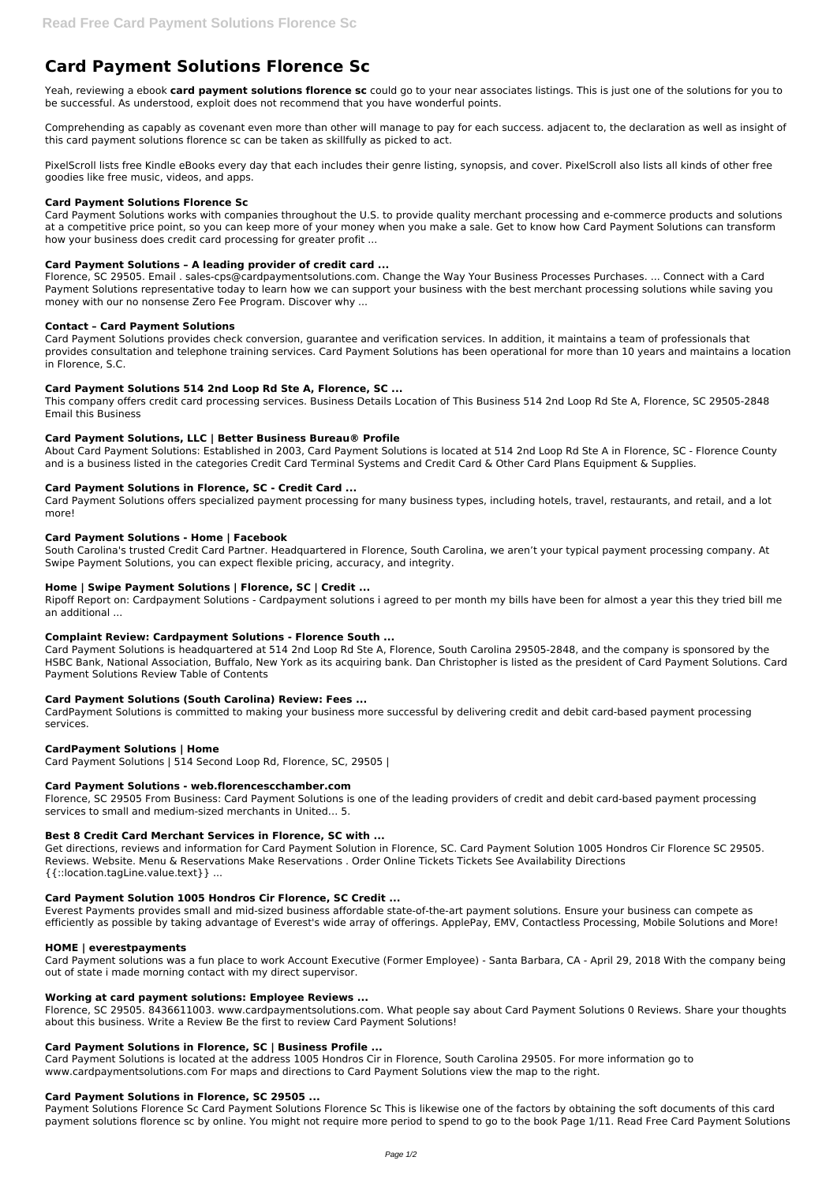# Card Payment Solutions Florence Sc

Yeah, reviewing a ebook **card payment solutions florence sc** could go to your near associates listings. This is just one of the solutions for you to be successful. As understood, exploit does not recommend that you have wonderful points.

Comprehending as capably as covenant even more than other will manage to pay for each success. adjacent to, the declaration as well as insight of this card payment solutions florence sc can be taken as skillfully as picked to act.

PixelScroll lists free Kindle eBooks every day that each includes their genre listing, synopsis, and cover. PixelScroll also lists all kinds of other free goodies like free music, videos, and apps.

### Card Payment Solutions Florence Sc

Card Payment Solutions works with companies throughout the U.S. to provide quality merchant processing and e-commerce products and solutions at a competitive price point, so you can keep more of your money when you make a sale. Get to know how Card Payment Solutions can transform how your business does credit card processing for greater profit ...

### Card Payment Solutions – A leading provider of credit card ...

Florence, SC 29505. Email . sales-cps@cardpaymentsolutions.com. Change the Way Your Business Processes Purchases. ... Connect with a Card Payment Solutions representative today to learn how we can support your business with the best merchant processing solutions while saving you money with our no nonsense Zero Fee Program. Discover why ...

### Contact – Card Payment Solutions

Card Payment Solutions provides check conversion, guarantee and verification services. In addition, it maintains a team of professionals that provides consultation and telephone training services. Card Payment Solutions has been operational for more than 10 years and maintains a location in Florence, S.C.

### Card Payment Solutions 514 2nd Loop Rd Ste A, Florence, SC ...

This company offers credit card processing services. Business Details Location of This Business 514 2nd Loop Rd Ste A, Florence, SC 29505-2848 Email this Business

### Card Payment Solutions, LLC | Better Business Bureau® Profile

About Card Payment Solutions: Established in 2003, Card Payment Solutions is located at 514 2nd Loop Rd Ste A in Florence, SC - Florence County and is a business listed in the categories Credit Card Terminal Systems and Credit Card & Other Card Plans Equipment & Supplies.

### Card Payment Solutions in Florence, SC - Credit Card ...

Card Payment Solutions offers specialized payment processing for many business types, including hotels, travel, restaurants, and retail, and a lot more!

### Card Payment Solutions - Home | Facebook

South Carolina's trusted Credit Card Partner. Headquartered in Florence, South Carolina, we aren't your typical payment processing company. At Swipe Payment Solutions, you can expect flexible pricing, accuracy, and integrity.

### Home | Swipe Payment Solutions | Florence, SC | Credit ...

Ripoff Report on: Cardpayment Solutions - Cardpayment solutions i agreed to per month my bills have been for almost a year this they tried bill me an additional ...

### Complaint Review: Cardpayment Solutions - Florence South ...

Card Payment Solutions is headquartered at 514 2nd Loop Rd Ste A, Florence, South Carolina 29505-2848, and the company is sponsored by the HSBC Bank, National Association, Buffalo, New York as its acquiring bank. Dan Christopher is listed as the president of Card Payment Solutions. Card Payment Solutions Review Table of Contents

### Card Payment Solutions (South Carolina) Review: Fees ...

CardPayment Solutions is committed to making your business more successful by delivering credit and debit card-based payment processing services.

### CardPayment Solutions | Home

Card Payment Solutions | 514 Second Loop Rd, Florence, SC, 29505 |

### Card Payment Solutions - web.florencescchamber.com

Florence, SC 29505 From Business: Card Payment Solutions is one of the leading providers of credit and debit card-based payment processing services to small and medium-sized merchants in United… 5.

### Best 8 Credit Card Merchant Services in Florence, SC with ...

Get directions, reviews and information for Card Payment Solution in Florence, SC. Card Payment Solution 1005 Hondros Cir Florence SC 29505. Reviews. Website. Menu & Reservations Make Reservations . Order Online Tickets Tickets See Availability Directions {{::location.tagLine.value.text}} ...

### Card Payment Solution 1005 Hondros Cir Florence, SC Credit ...

Everest Payments provides small and mid-sized business affordable state-of-the-art payment solutions. Ensure your business can compete as efficiently as possible by taking advantage of Everest's wide array of offerings. ApplePay, EMV, Contactless Processing, Mobile Solutions and More!

### HOME | everestpayments

Card Payment solutions was a fun place to work Account Executive (Former Employee) - Santa Barbara, CA - April 29, 2018 With the company being out of state i made morning contact with my direct supervisor.

### Working at card payment solutions: Employee Reviews ...

Florence, SC 29505. 8436611003. www.cardpaymentsolutions.com. What people say about Card Payment Solutions 0 Reviews. Share your thoughts about this business. Write a Review Be the first to review Card Payment Solutions!

### Card Payment Solutions in Florence, SC | Business Profile ...

Card Payment Solutions is located at the address 1005 Hondros Cir in Florence, South Carolina 29505. For more information go to www.cardpaymentsolutions.com For maps and directions to Card Payment Solutions view the map to the right.

### Card Payment Solutions in Florence, SC 29505 ...

Payment Solutions Florence Sc Card Payment Solutions Florence Sc This is likewise one of the factors by obtaining the soft documents of this card payment solutions florence sc by online. You might not require more period to spend to go to the book Page 1/11. Read Free Card Payment Solutions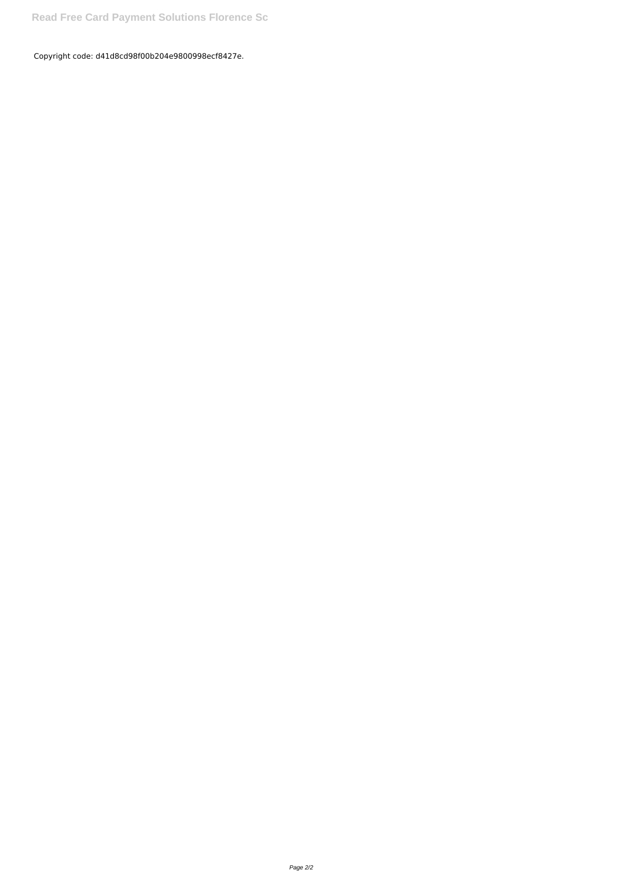Copyright code: d41d8cd98f00b204e9800998ecf8427e.